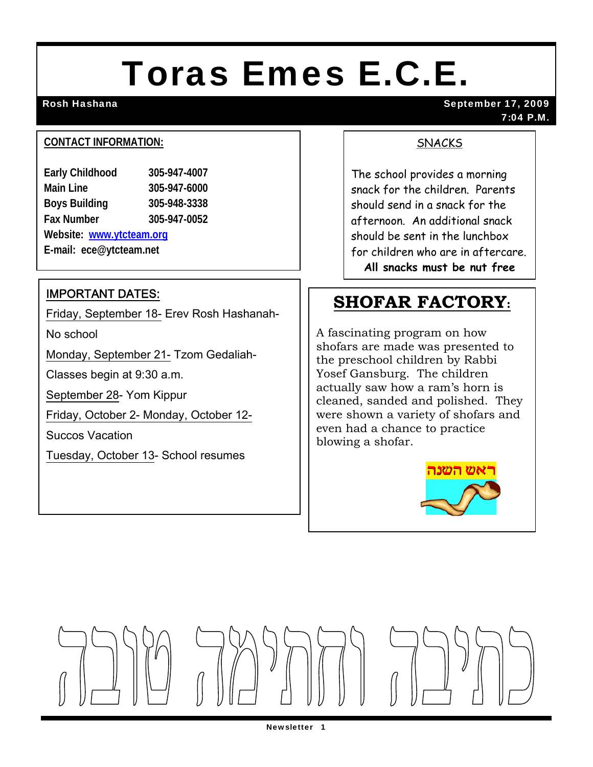# Toras Emes E.C.E.

**Rosh Hashana** — **September 17, 2009 7:04 P.M.**

**CONTACT INFORMATION:**

| | |
|---|---|
| Early Childhood | 305-947-4007 |
| Main Line | 305-947-6000 |
| Boys Building | 305-948-3338 |
| Fax Number | 305-947-0052 |

**Website: www.ytcteam.org**

**E-mail: ece@ytcteam.net**

## IMPORTANT DATES:

Friday, September 18- Erev Rosh Hashanah- No school

Monday, September 21- Tzom Gedaliah- Classes begin at 9:30 a.m.

September 28- Yom Kippur

Friday, October 2- Monday, October 12- Succos Vacation

Tuesday, October 13- School resumes

## SNACKS

The school provides a morning snack for the children. Parents should send in a snack for the afternoon. An additional snack should be sent in the lunchbox for children who are in aftercare.

**All snacks must be nut free**

## SHOFAR FACTORY:

A fascinating program on how shofars are made was presented to the preschool children by Rabbi Yosef Gansburg. The children actually saw how a ram's horn is cleaned, sanded and polished. They were shown a variety of shofars and even had a chance to practice blowing a shofar.

ראש השנה

כתיבה וחתימה טובה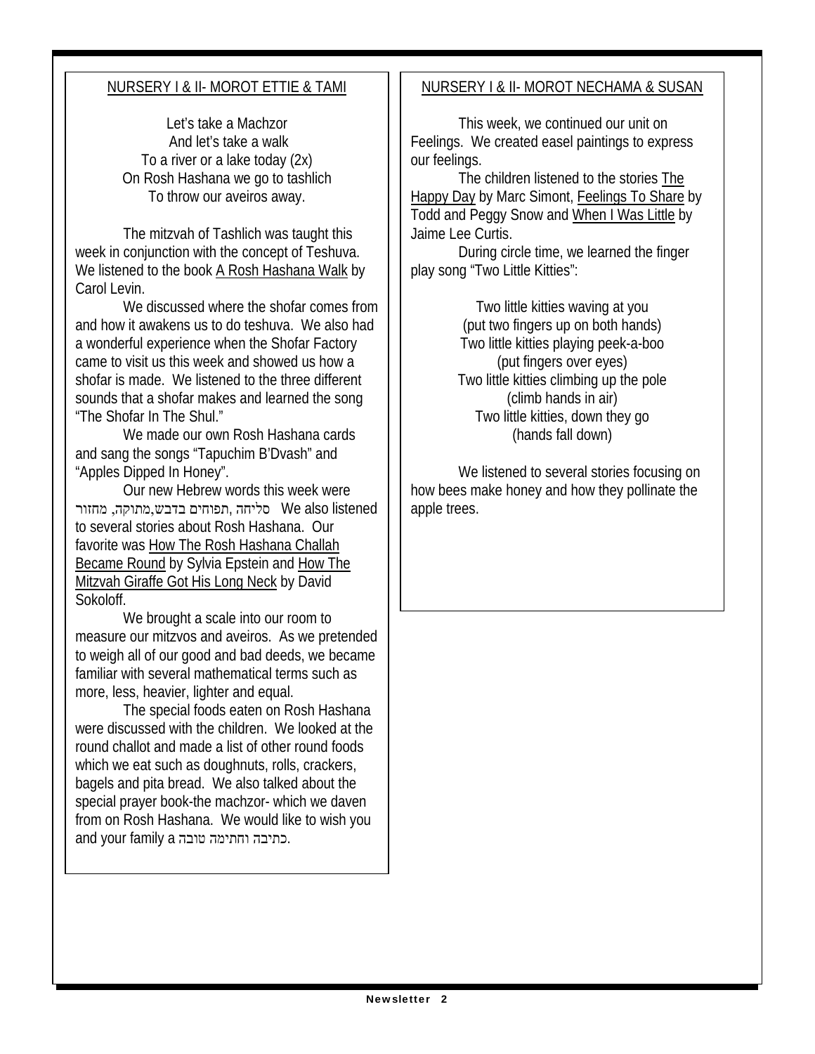## NURSERY I & II- MOROT ETTIE & TAMI

Let's take a Machzor
And let's take a walk
To a river or a lake today (2x)
On Rosh Hashana we go to tashlich
To throw our aveiros away.

The mitzvah of Tashlich was taught this week in conjunction with the concept of Teshuva. We listened to the book A Rosh Hashana Walk by Carol Levin.

We discussed where the shofar comes from and how it awakens us to do teshuva. We also had a wonderful experience when the Shofar Factory came to visit us this week and showed us how a shofar is made. We listened to the three different sounds that a shofar makes and learned the song "The Shofar In The Shul."

We made our own Rosh Hashana cards and sang the songs "Tapuchim B'Dvash" and "Apples Dipped In Honey".

Our new Hebrew words this week were סליחה ,תפוחים בדבש,מתוקה, מחזור We also listened to several stories about Rosh Hashana. Our favorite was How The Rosh Hashana Challah Became Round by Sylvia Epstein and How The Mitzvah Giraffe Got His Long Neck by David Sokoloff.

We brought a scale into our room to measure our mitzvos and aveiros. As we pretended to weigh all of our good and bad deeds, we became familiar with several mathematical terms such as more, less, heavier, lighter and equal.

The special foods eaten on Rosh Hashana were discussed with the children. We looked at the round challot and made a list of other round foods which we eat such as doughnuts, rolls, crackers, bagels and pita bread. We also talked about the special prayer book-the machzor- which we daven from on Rosh Hashana. We would like to wish you and your family a כתיבה וחתימה טובה.

## NURSERY I & II- MOROT NECHAMA & SUSAN

This week, we continued our unit on Feelings. We created easel paintings to express our feelings.

The children listened to the stories The Happy Day by Marc Simont, Feelings To Share by Todd and Peggy Snow and When I Was Little by Jaime Lee Curtis.

During circle time, we learned the finger play song "Two Little Kitties":

Two little kitties waving at you
(put two fingers up on both hands)
Two little kitties playing peek-a-boo
(put fingers over eyes)
Two little kitties climbing up the pole
(climb hands in air)
Two little kitties, down they go
(hands fall down)

We listened to several stories focusing on how bees make honey and how they pollinate the apple trees.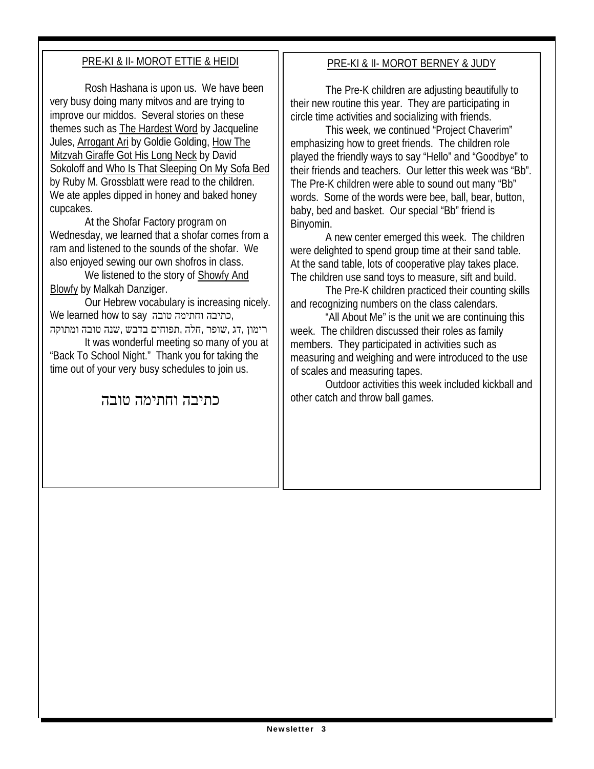## PRE-KI & II- MOROT ETTIE & HEIDI

Rosh Hashana is upon us. We have been very busy doing many mitvos and are trying to improve our middos. Several stories on these themes such as The Hardest Word by Jacqueline Jules, Arrogant Ari by Goldie Golding, How The Mitzvah Giraffe Got His Long Neck by David Sokoloff and Who Is That Sleeping On My Sofa Bed by Ruby M. Grossblatt were read to the children. We ate apples dipped in honey and baked honey cupcakes.

At the Shofar Factory program on Wednesday, we learned that a shofar comes from a ram and listened to the sounds of the shofar. We also enjoyed sewing our own shofros in class.

We listened to the story of Showfy And Blowfy by Malkah Danziger.

Our Hebrew vocabulary is increasing nicely. We learned how to say כתיבה וחתימה טובה, רימון ,דג ,שופר ,חלה ,תפוחים בדבש ,שנה טובה ומתוקה

It was wonderful meeting so many of you at "Back To School Night." Thank you for taking the time out of your very busy schedules to join us.

כתיבה וחתימה טובה

## PRE-KI & II- MOROT BERNEY & JUDY

The Pre-K children are adjusting beautifully to their new routine this year. They are participating in circle time activities and socializing with friends.

This week, we continued "Project Chaverim" emphasizing how to greet friends. The children role played the friendly ways to say "Hello" and "Goodbye" to their friends and teachers. Our letter this week was "Bb". The Pre-K children were able to sound out many "Bb" words. Some of the words were bee, ball, bear, button, baby, bed and basket. Our special "Bb" friend is Binyomin.

A new center emerged this week. The children were delighted to spend group time at their sand table. At the sand table, lots of cooperative play takes place. The children use sand toys to measure, sift and build.

The Pre-K children practiced their counting skills and recognizing numbers on the class calendars.

"All About Me" is the unit we are continuing this week. The children discussed their roles as family members. They participated in activities such as measuring and weighing and were introduced to the use of scales and measuring tapes.

Outdoor activities this week included kickball and other catch and throw ball games.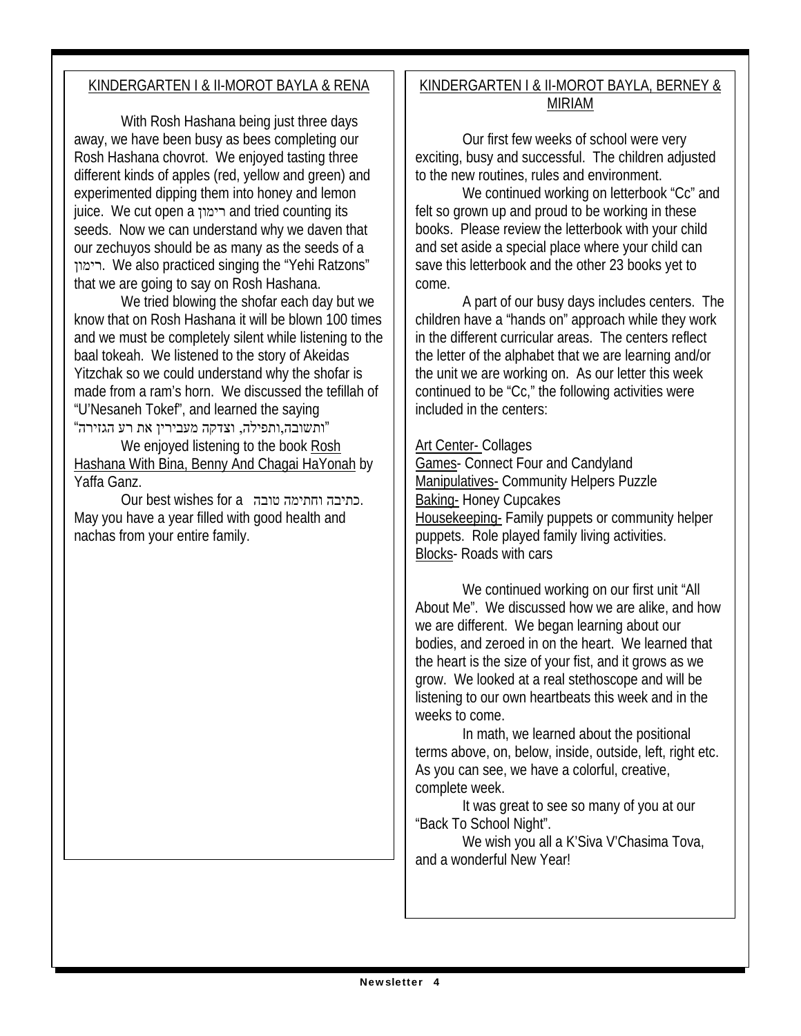## KINDERGARTEN I & II-MOROT BAYLA & RENA

With Rosh Hashana being just three days away, we have been busy as bees completing our Rosh Hashana chovrot. We enjoyed tasting three different kinds of apples (red, yellow and green) and experimented dipping them into honey and lemon juice. We cut open a רימון and tried counting its seeds. Now we can understand why we daven that our zechuyos should be as many as the seeds of a רימון. We also practiced singing the "Yehi Ratzons" that we are going to say on Rosh Hashana.

We tried blowing the shofar each day but we know that on Rosh Hashana it will be blown 100 times and we must be completely silent while listening to the baal tokeah. We listened to the story of Akeidas Yitzchak so we could understand why the shofar is made from a ram's horn. We discussed the tefillah of "U'Nesaneh Tokef", and learned the saying "ותשובה,ותפילה, וצדקה מעבירין את רע הגזירה"

We enjoyed listening to the book Rosh Hashana With Bina, Benny And Chagai HaYonah by Yaffa Ganz.

Our best wishes for a כתיבה וחתימה טובה. May you have a year filled with good health and nachas from your entire family.

## KINDERGARTEN I & II-MOROT BAYLA, BERNEY & MIRIAM

Our first few weeks of school were very exciting, busy and successful. The children adjusted to the new routines, rules and environment.

We continued working on letterbook "Cc" and felt so grown up and proud to be working in these books. Please review the letterbook with your child and set aside a special place where your child can save this letterbook and the other 23 books yet to come.

A part of our busy days includes centers. The children have a "hands on" approach while they work in the different curricular areas. The centers reflect the letter of the alphabet that we are learning and/or the unit we are working on. As our letter this week continued to be "Cc," the following activities were included in the centers:

Art Center- Collages
Games- Connect Four and Candyland
Manipulatives- Community Helpers Puzzle
Baking- Honey Cupcakes
Housekeeping- Family puppets or community helper puppets. Role played family living activities.
Blocks- Roads with cars

We continued working on our first unit "All About Me". We discussed how we are alike, and how we are different. We began learning about our bodies, and zeroed in on the heart. We learned that the heart is the size of your fist, and it grows as we grow. We looked at a real stethoscope and will be listening to our own heartbeats this week and in the weeks to come.

In math, we learned about the positional terms above, on, below, inside, outside, left, right etc. As you can see, we have a colorful, creative, complete week.

It was great to see so many of you at our "Back To School Night".

We wish you all a K'Siva V'Chasima Tova, and a wonderful New Year!